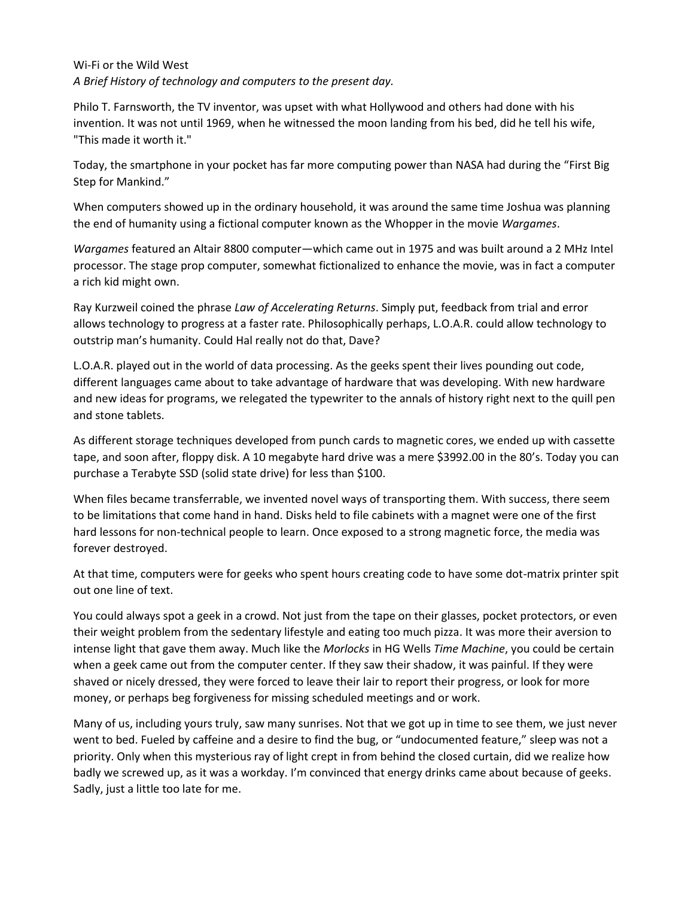Wi-Fi or the Wild West

*A Brief History of technology and computers to the present day.*

Philo T. Farnsworth, the TV inventor, was upset with what Hollywood and others had done with his invention. It was not until 1969, when he witnessed the moon landing from his bed, did he tell his wife, "This made it worth it."

Today, the smartphone in your pocket has far more computing power than NASA had during the "First Big Step for Mankind."

When computers showed up in the ordinary household, it was around the same time Joshua was planning the end of humanity using a fictional computer known as the Whopper in the movie *Wargames*.

*Wargames* featured an Altair 8800 computer—which came out in 1975 and was built around a 2 MHz Intel processor. The stage prop computer, somewhat fictionalized to enhance the movie, was in fact a computer a rich kid might own.

Ray Kurzweil coined the phrase *Law of Accelerating Returns*. Simply put, feedback from trial and error allows technology to progress at a faster rate. Philosophically perhaps, L.O.A.R. could allow technology to outstrip man's humanity. Could Hal really not do that, Dave?

L.O.A.R. played out in the world of data processing. As the geeks spent their lives pounding out code, different languages came about to take advantage of hardware that was developing. With new hardware and new ideas for programs, we relegated the typewriter to the annals of history right next to the quill pen and stone tablets.

As different storage techniques developed from punch cards to magnetic cores, we ended up with cassette tape, and soon after, floppy disk. A 10 megabyte hard drive was a mere $3992.00 in the 80's. Today you can purchase a Terabyte SSD (solid state drive) for less than $100.

When files became transferrable, we invented novel ways of transporting them. With success, there seem to be limitations that come hand in hand. Disks held to file cabinets with a magnet were one of the first hard lessons for non-technical people to learn. Once exposed to a strong magnetic force, the media was forever destroyed.

At that time, computers were for geeks who spent hours creating code to have some dot-matrix printer spit out one line of text.

You could always spot a geek in a crowd. Not just from the tape on their glasses, pocket protectors, or even their weight problem from the sedentary lifestyle and eating too much pizza. It was more their aversion to intense light that gave them away. Much like the *Morlocks* in HG Wells *Time Machine*, you could be certain when a geek came out from the computer center. If they saw their shadow, it was painful. If they were shaved or nicely dressed, they were forced to leave their lair to report their progress, or look for more money, or perhaps beg forgiveness for missing scheduled meetings and or work.

Many of us, including yours truly, saw many sunrises. Not that we got up in time to see them, we just never went to bed. Fueled by caffeine and a desire to find the bug, or "undocumented feature," sleep was not a priority. Only when this mysterious ray of light crept in from behind the closed curtain, did we realize how badly we screwed up, as it was a workday. I'm convinced that energy drinks came about because of geeks. Sadly, just a little too late for me.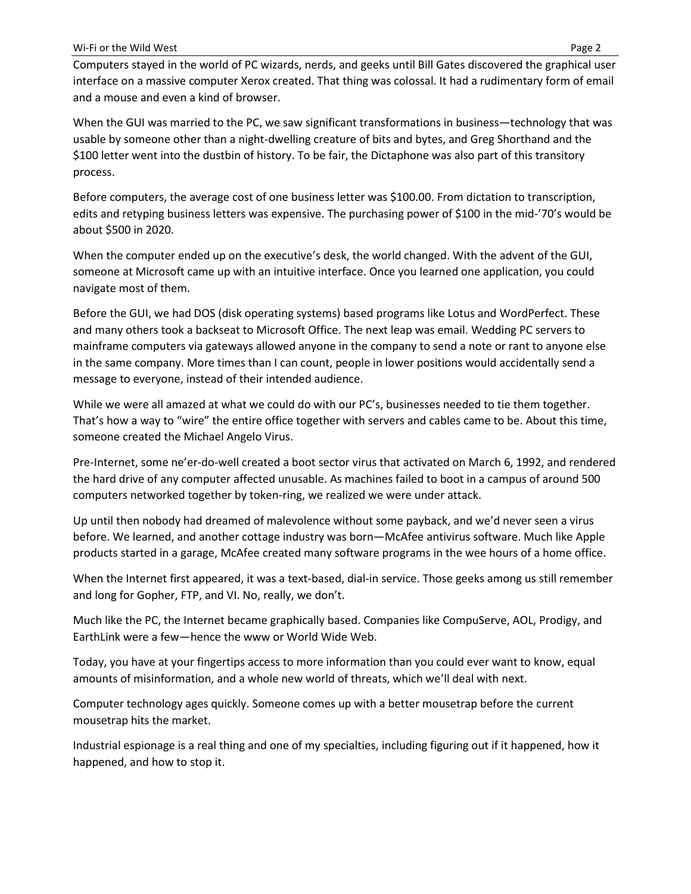Computers stayed in the world of PC wizards, nerds, and geeks until Bill Gates discovered the graphical user interface on a massive computer Xerox created. That thing was colossal. It had a rudimentary form of email and a mouse and even a kind of browser.

When the GUI was married to the PC, we saw significant transformations in business—technology that was usable by someone other than a night-dwelling creature of bits and bytes, and Greg Shorthand and the $100 letter went into the dustbin of history. To be fair, the Dictaphone was also part of this transitory process.

Before computers, the average cost of one business letter was $100.00. From dictation to transcription, edits and retyping business letters was expensive. The purchasing power of $100 in the mid-'70's would be about $500 in 2020.

When the computer ended up on the executive's desk, the world changed. With the advent of the GUI, someone at Microsoft came up with an intuitive interface. Once you learned one application, you could navigate most of them.

Before the GUI, we had DOS (disk operating systems) based programs like Lotus and WordPerfect. These and many others took a backseat to Microsoft Office. The next leap was email. Wedding PC servers to mainframe computers via gateways allowed anyone in the company to send a note or rant to anyone else in the same company. More times than I can count, people in lower positions would accidentally send a message to everyone, instead of their intended audience.

While we were all amazed at what we could do with our PC's, businesses needed to tie them together. That's how a way to "wire" the entire office together with servers and cables came to be. About this time, someone created the Michael Angelo Virus.

Pre-Internet, some ne'er-do-well created a boot sector virus that activated on March 6, 1992, and rendered the hard drive of any computer affected unusable. As machines failed to boot in a campus of around 500 computers networked together by token-ring, we realized we were under attack.

Up until then nobody had dreamed of malevolence without some payback, and we'd never seen a virus before. We learned, and another cottage industry was born—McAfee antivirus software. Much like Apple products started in a garage, McAfee created many software programs in the wee hours of a home office.

When the Internet first appeared, it was a text-based, dial-in service. Those geeks among us still remember and long for Gopher, FTP, and VI. No, really, we don't.

Much like the PC, the Internet became graphically based. Companies like CompuServe, AOL, Prodigy, and EarthLink were a few—hence the www or World Wide Web.

Today, you have at your fingertips access to more information than you could ever want to know, equal amounts of misinformation, and a whole new world of threats, which we'll deal with next.

Computer technology ages quickly. Someone comes up with a better mousetrap before the current mousetrap hits the market.

Industrial espionage is a real thing and one of my specialties, including figuring out if it happened, how it happened, and how to stop it.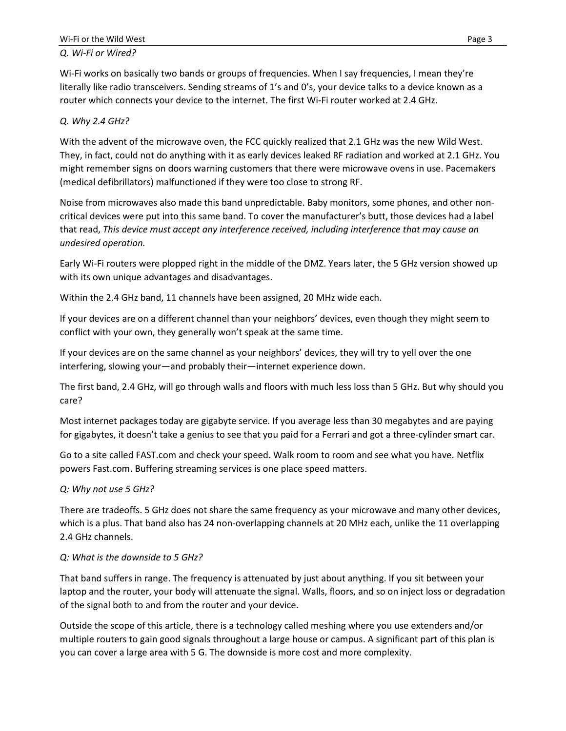*Q. Wi-Fi or Wired?*

Wi-Fi works on basically two bands or groups of frequencies. When I say frequencies, I mean they're literally like radio transceivers. Sending streams of 1's and 0's, your device talks to a device known as a router which connects your device to the internet. The first Wi-Fi router worked at 2.4 GHz.

*Q. Why 2.4 GHz?*

With the advent of the microwave oven, the FCC quickly realized that 2.1 GHz was the new Wild West. They, in fact, could not do anything with it as early devices leaked RF radiation and worked at 2.1 GHz. You might remember signs on doors warning customers that there were microwave ovens in use. Pacemakers (medical defibrillators) malfunctioned if they were too close to strong RF.

Noise from microwaves also made this band unpredictable. Baby monitors, some phones, and other non-critical devices were put into this same band. To cover the manufacturer's butt, those devices had a label that read, *This device must accept any interference received, including interference that may cause an undesired operation.*

Early Wi-Fi routers were plopped right in the middle of the DMZ. Years later, the 5 GHz version showed up with its own unique advantages and disadvantages.

Within the 2.4 GHz band, 11 channels have been assigned, 20 MHz wide each.

If your devices are on a different channel than your neighbors' devices, even though they might seem to conflict with your own, they generally won't speak at the same time.

If your devices are on the same channel as your neighbors' devices, they will try to yell over the one interfering, slowing your—and probably their—internet experience down.

The first band, 2.4 GHz, will go through walls and floors with much less loss than 5 GHz. But why should you care?

Most internet packages today are gigabyte service. If you average less than 30 megabytes and are paying for gigabytes, it doesn't take a genius to see that you paid for a Ferrari and got a three-cylinder smart car.

Go to a site called FAST.com and check your speed. Walk room to room and see what you have. Netflix powers Fast.com. Buffering streaming services is one place speed matters.

*Q: Why not use 5 GHz?*

There are tradeoffs. 5 GHz does not share the same frequency as your microwave and many other devices, which is a plus. That band also has 24 non-overlapping channels at 20 MHz each, unlike the 11 overlapping 2.4 GHz channels.

*Q: What is the downside to 5 GHz?*

That band suffers in range. The frequency is attenuated by just about anything. If you sit between your laptop and the router, your body will attenuate the signal. Walls, floors, and so on inject loss or degradation of the signal both to and from the router and your device.

Outside the scope of this article, there is a technology called meshing where you use extenders and/or multiple routers to gain good signals throughout a large house or campus. A significant part of this plan is you can cover a large area with 5 G. The downside is more cost and more complexity.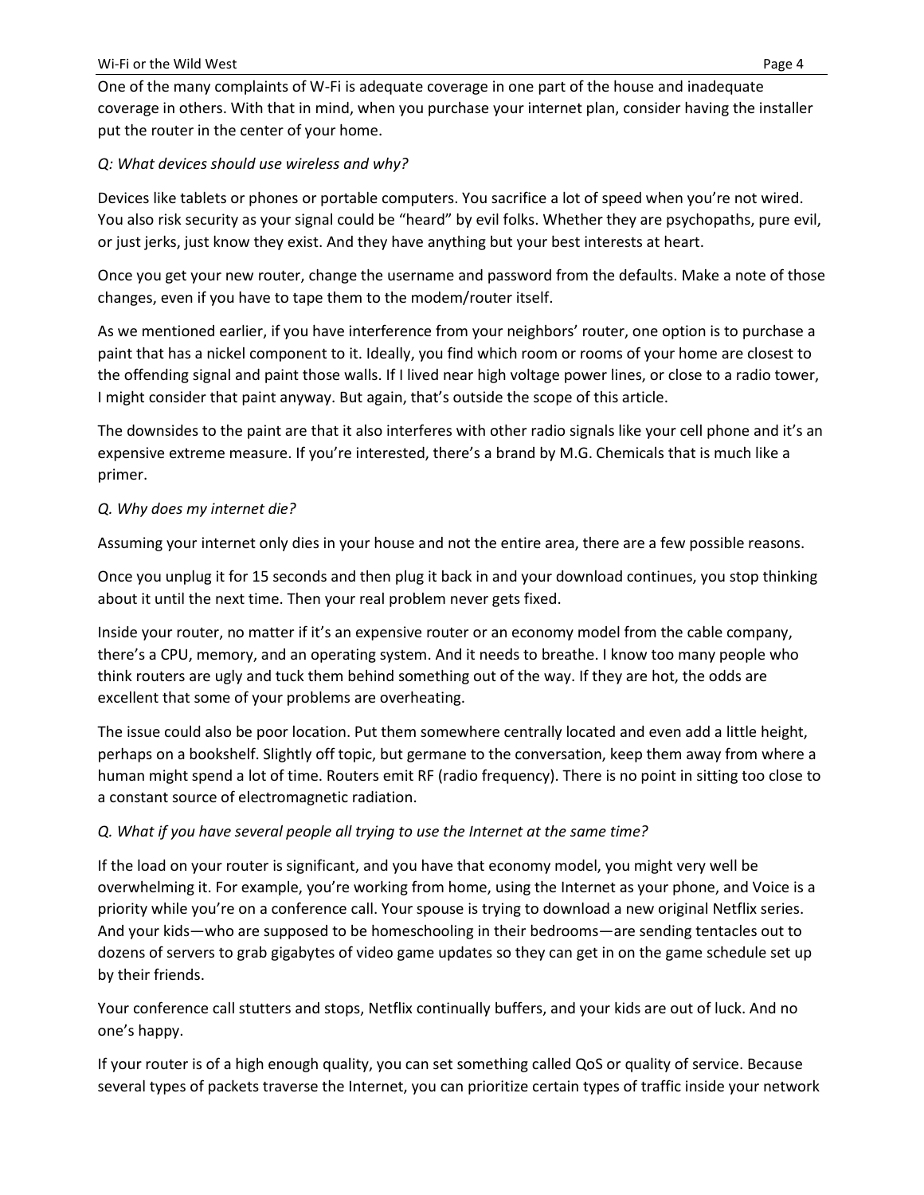One of the many complaints of W-Fi is adequate coverage in one part of the house and inadequate coverage in others. With that in mind, when you purchase your internet plan, consider having the installer put the router in the center of your home.

*Q: What devices should use wireless and why?*

Devices like tablets or phones or portable computers. You sacrifice a lot of speed when you're not wired. You also risk security as your signal could be "heard" by evil folks. Whether they are psychopaths, pure evil, or just jerks, just know they exist. And they have anything but your best interests at heart.

Once you get your new router, change the username and password from the defaults. Make a note of those changes, even if you have to tape them to the modem/router itself.

As we mentioned earlier, if you have interference from your neighbors' router, one option is to purchase a paint that has a nickel component to it. Ideally, you find which room or rooms of your home are closest to the offending signal and paint those walls. If I lived near high voltage power lines, or close to a radio tower, I might consider that paint anyway. But again, that's outside the scope of this article.

The downsides to the paint are that it also interferes with other radio signals like your cell phone and it's an expensive extreme measure. If you're interested, there's a brand by M.G. Chemicals that is much like a primer.

*Q. Why does my internet die?*

Assuming your internet only dies in your house and not the entire area, there are a few possible reasons.

Once you unplug it for 15 seconds and then plug it back in and your download continues, you stop thinking about it until the next time. Then your real problem never gets fixed.

Inside your router, no matter if it's an expensive router or an economy model from the cable company, there's a CPU, memory, and an operating system. And it needs to breathe. I know too many people who think routers are ugly and tuck them behind something out of the way. If they are hot, the odds are excellent that some of your problems are overheating.

The issue could also be poor location. Put them somewhere centrally located and even add a little height, perhaps on a bookshelf. Slightly off topic, but germane to the conversation, keep them away from where a human might spend a lot of time. Routers emit RF (radio frequency). There is no point in sitting too close to a constant source of electromagnetic radiation.

*Q. What if you have several people all trying to use the Internet at the same time?*

If the load on your router is significant, and you have that economy model, you might very well be overwhelming it. For example, you're working from home, using the Internet as your phone, and Voice is a priority while you're on a conference call. Your spouse is trying to download a new original Netflix series. And your kids—who are supposed to be homeschooling in their bedrooms—are sending tentacles out to dozens of servers to grab gigabytes of video game updates so they can get in on the game schedule set up by their friends.

Your conference call stutters and stops, Netflix continually buffers, and your kids are out of luck. And no one's happy.

If your router is of a high enough quality, you can set something called QoS or quality of service. Because several types of packets traverse the Internet, you can prioritize certain types of traffic inside your network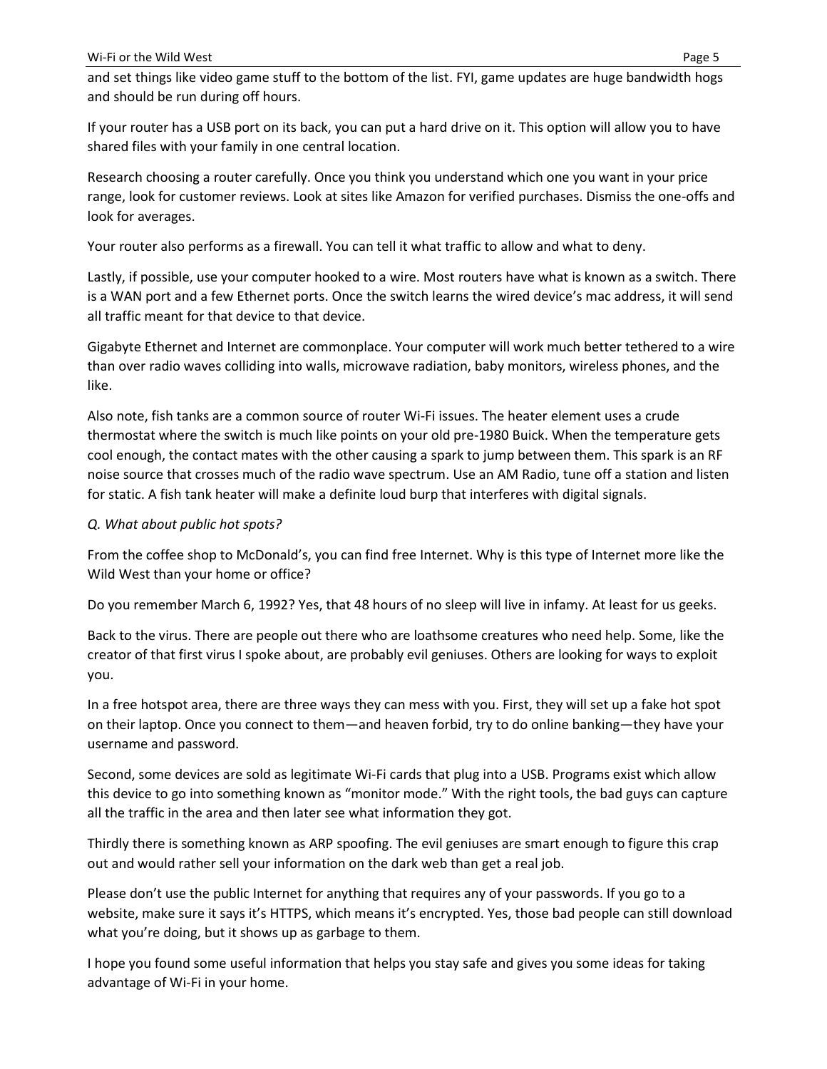and set things like video game stuff to the bottom of the list. FYI, game updates are huge bandwidth hogs and should be run during off hours.

If your router has a USB port on its back, you can put a hard drive on it. This option will allow you to have shared files with your family in one central location.

Research choosing a router carefully. Once you think you understand which one you want in your price range, look for customer reviews. Look at sites like Amazon for verified purchases. Dismiss the one-offs and look for averages.

Your router also performs as a firewall. You can tell it what traffic to allow and what to deny.

Lastly, if possible, use your computer hooked to a wire. Most routers have what is known as a switch. There is a WAN port and a few Ethernet ports. Once the switch learns the wired device's mac address, it will send all traffic meant for that device to that device.

Gigabyte Ethernet and Internet are commonplace. Your computer will work much better tethered to a wire than over radio waves colliding into walls, microwave radiation, baby monitors, wireless phones, and the like.

Also note, fish tanks are a common source of router Wi-Fi issues. The heater element uses a crude thermostat where the switch is much like points on your old pre-1980 Buick. When the temperature gets cool enough, the contact mates with the other causing a spark to jump between them. This spark is an RF noise source that crosses much of the radio wave spectrum. Use an AM Radio, tune off a station and listen for static. A fish tank heater will make a definite loud burp that interferes with digital signals.

*Q. What about public hot spots?*

From the coffee shop to McDonald's, you can find free Internet. Why is this type of Internet more like the Wild West than your home or office?

Do you remember March 6, 1992? Yes, that 48 hours of no sleep will live in infamy. At least for us geeks.

Back to the virus. There are people out there who are loathsome creatures who need help. Some, like the creator of that first virus I spoke about, are probably evil geniuses. Others are looking for ways to exploit you.

In a free hotspot area, there are three ways they can mess with you. First, they will set up a fake hot spot on their laptop. Once you connect to them—and heaven forbid, try to do online banking—they have your username and password.

Second, some devices are sold as legitimate Wi-Fi cards that plug into a USB. Programs exist which allow this device to go into something known as "monitor mode." With the right tools, the bad guys can capture all the traffic in the area and then later see what information they got.

Thirdly there is something known as ARP spoofing. The evil geniuses are smart enough to figure this crap out and would rather sell your information on the dark web than get a real job.

Please don't use the public Internet for anything that requires any of your passwords. If you go to a website, make sure it says it's HTTPS, which means it's encrypted. Yes, those bad people can still download what you're doing, but it shows up as garbage to them.

I hope you found some useful information that helps you stay safe and gives you some ideas for taking advantage of Wi-Fi in your home.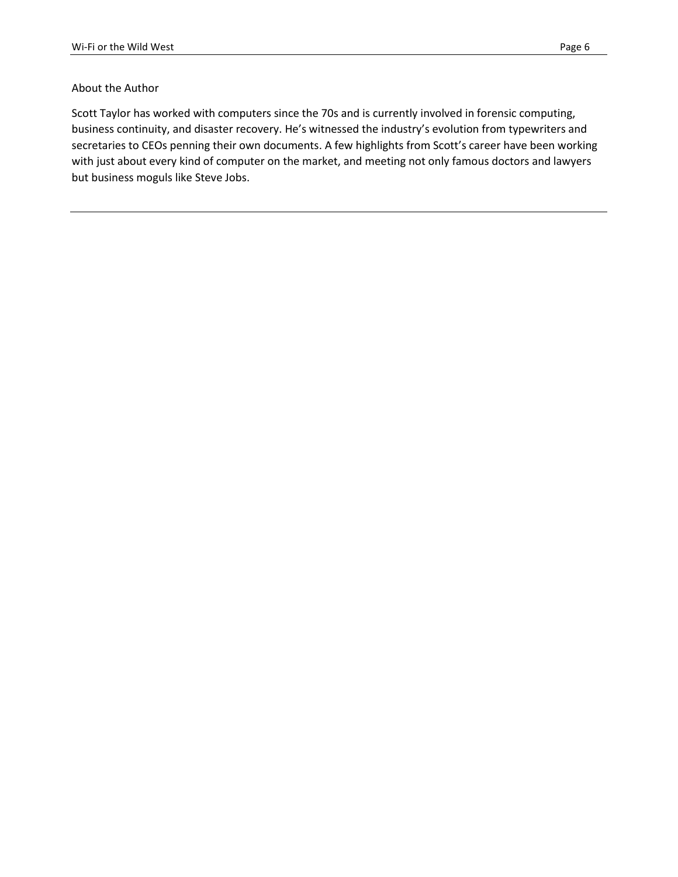## About the Author

Scott Taylor has worked with computers since the 70s and is currently involved in forensic computing, business continuity, and disaster recovery. He's witnessed the industry's evolution from typewriters and secretaries to CEOs penning their own documents. A few highlights from Scott's career have been working with just about every kind of computer on the market, and meeting not only famous doctors and lawyers but business moguls like Steve Jobs.